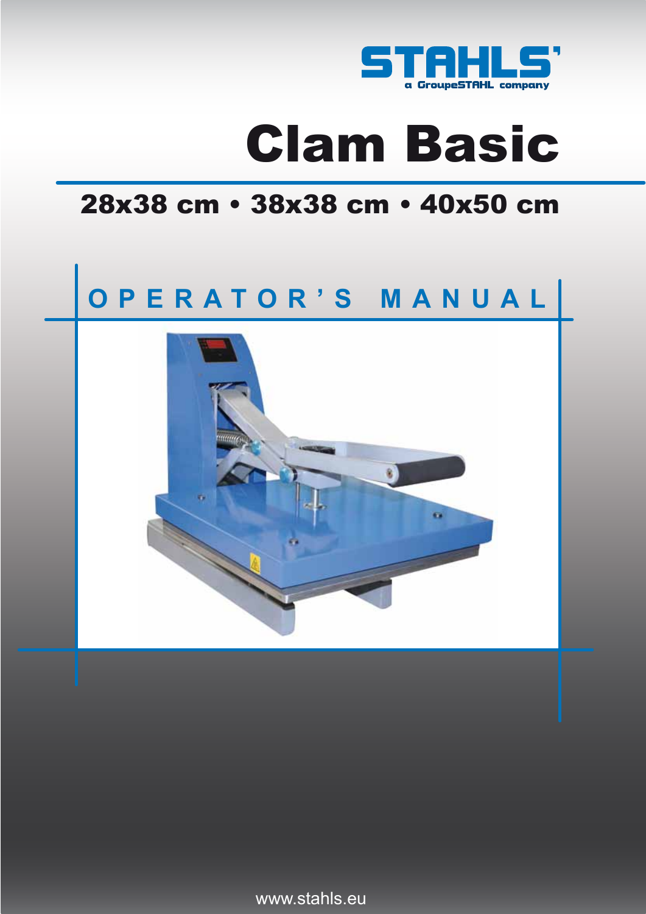STAHLS'

a GroupeSTAHL company

# Clam Basic

## 28x38 cm • 38x38 cm • 40x50 cm

## OPERATOR'S MANUAL

www.stahls.eu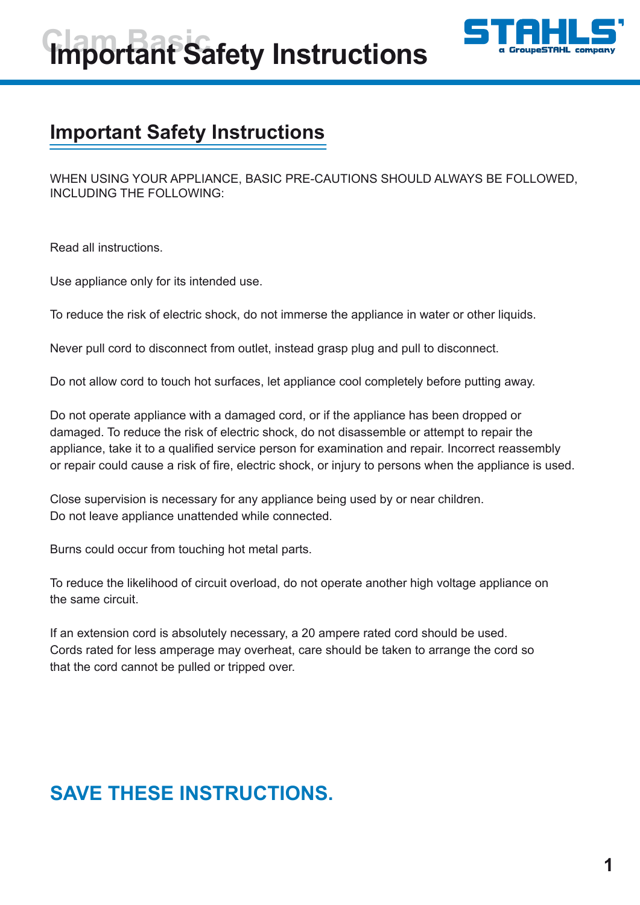# Important Safety Instructions

## Important Safety Instructions

WHEN USING YOUR APPLIANCE, BASIC PRE-CAUTIONS SHOULD ALWAYS BE FOLLOWED, INCLUDING THE FOLLOWING:

Read all instructions.

Use appliance only for its intended use.

To reduce the risk of electric shock, do not immerse the appliance in water or other liquids.

Never pull cord to disconnect from outlet, instead grasp plug and pull to disconnect.

Do not allow cord to touch hot surfaces, let appliance cool completely before putting away.

Do not operate appliance with a damaged cord, or if the appliance has been dropped or damaged. To reduce the risk of electric shock, do not disassemble or attempt to repair the appliance, take it to a qualified service person for examination and repair. Incorrect reassembly or repair could cause a risk of fire, electric shock, or injury to persons when the appliance is used.

Close supervision is necessary for any appliance being used by or near children.
Do not leave appliance unattended while connected.

Burns could occur from touching hot metal parts.

To reduce the likelihood of circuit overload, do not operate another high voltage appliance on the same circuit.

If an extension cord is absolutely necessary, a 20 ampere rated cord should be used.
Cords rated for less amperage may overheat, care should be taken to arrange the cord so that the cord cannot be pulled or tripped over.

## SAVE THESE INSTRUCTIONS.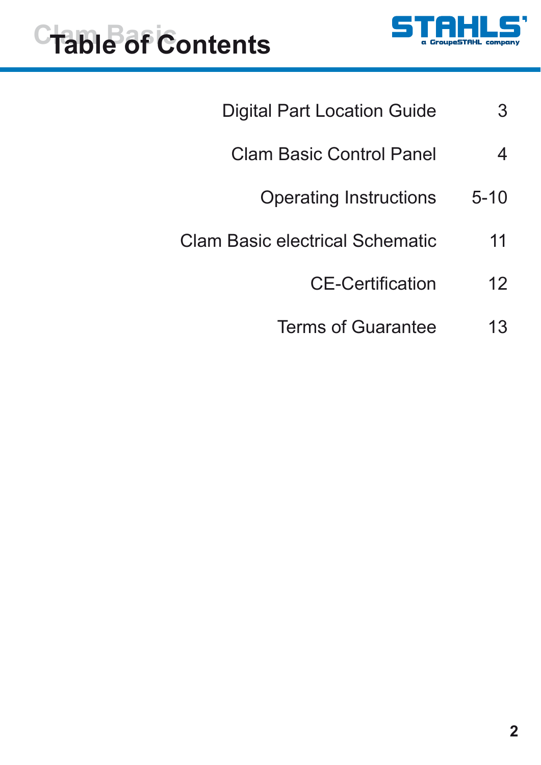# Table of Contents

| | |
|---|---|
| Digital Part Location Guide | 3 |
| Clam Basic Control Panel | 4 |
| Operating Instructions | 5-10 |
| Clam Basic electrical Schematic | 11 |
| CE-Certification | 12 |
| Terms of Guarantee | 13 |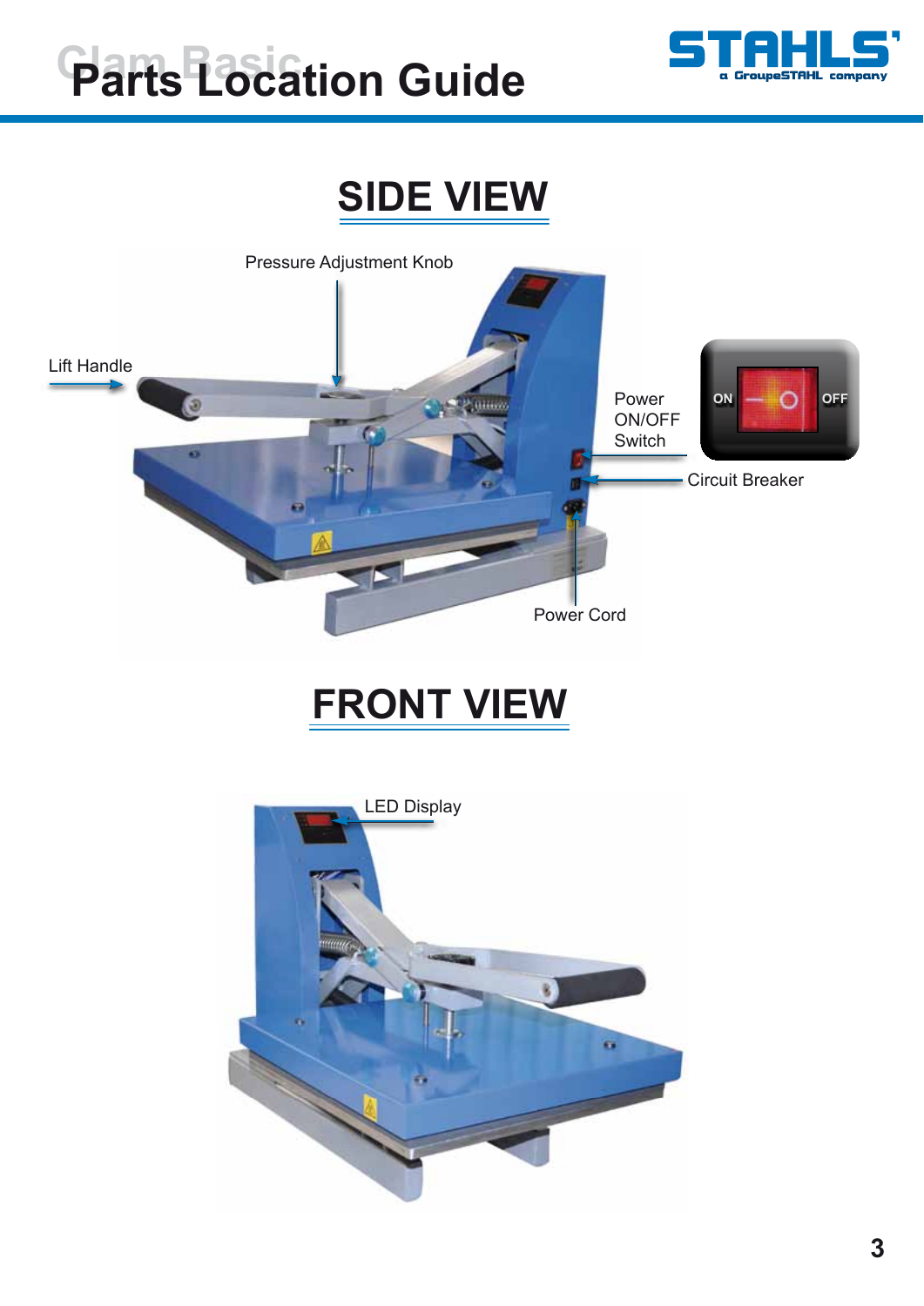# Parts Location Guide

## SIDE VIEW

Pressure Adjustment Knob

Lift Handle

Power ON/OFF Switch

ON OFF

Circuit Breaker

Power Cord

## FRONT VIEW

LED Display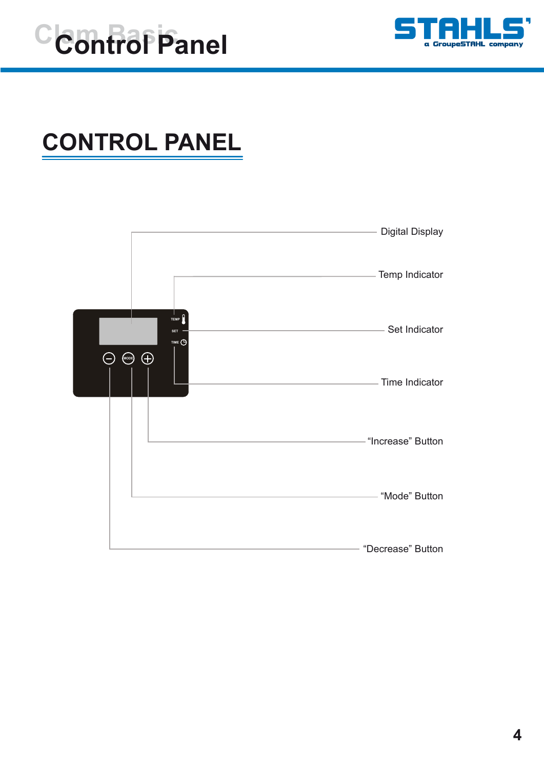# CONTROL PANEL

Digital Display

Temp Indicator

Set Indicator

Time Indicator

“Increase” Button

“Mode” Button

“Decrease” Button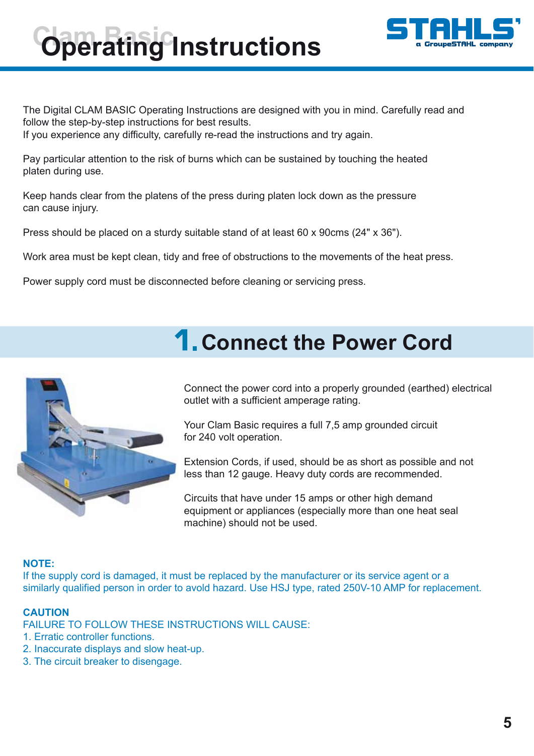# Operating Instructions

The Digital CLAM BASIC Operating Instructions are designed with you in mind. Carefully read and follow the step-by-step instructions for best results.
If you experience any difficulty, carefully re-read the instructions and try again.

Pay particular attention to the risk of burns which can be sustained by touching the heated platen during use.

Keep hands clear from the platens of the press during platen lock down as the pressure can cause injury.

Press should be placed on a sturdy suitable stand of at least 60 x 90cms (24" x 36").

Work area must be kept clean, tidy and free of obstructions to the movements of the heat press.

Power supply cord must be disconnected before cleaning or servicing press.

## 1. Connect the Power Cord

Connect the power cord into a properly grounded (earthed) electrical outlet with a sufficient amperage rating.

Your Clam Basic requires a full 7,5 amp grounded circuit for 240 volt operation.

Extension Cords, if used, should be as short as possible and not less than 12 gauge. Heavy duty cords are recommended.

Circuits that have under 15 amps or other high demand equipment or appliances (especially more than one heat seal machine) should not be used.

**NOTE:**
If the supply cord is damaged, it must be replaced by the manufacturer or its service agent or a similarly qualified person in order to avold hazard. Use HSJ type, rated 250V-10 AMP for replacement.

**CAUTION**
FAILURE TO FOLLOW THESE INSTRUCTIONS WILL CAUSE:
1. Erratic controller functions.
2. Inaccurate displays and slow heat-up.
3. The circuit breaker to disengage.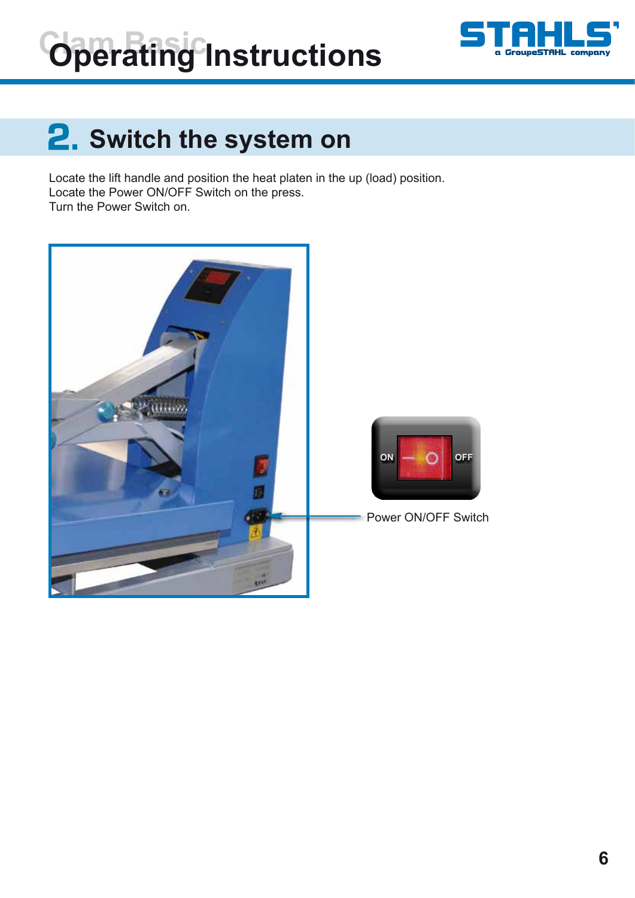## 2. Switch the system on

Locate the lift handle and position the heat platen in the up (load) position.
Locate the Power ON/OFF Switch on the press.
Turn the Power Switch on.

Power ON/OFF Switch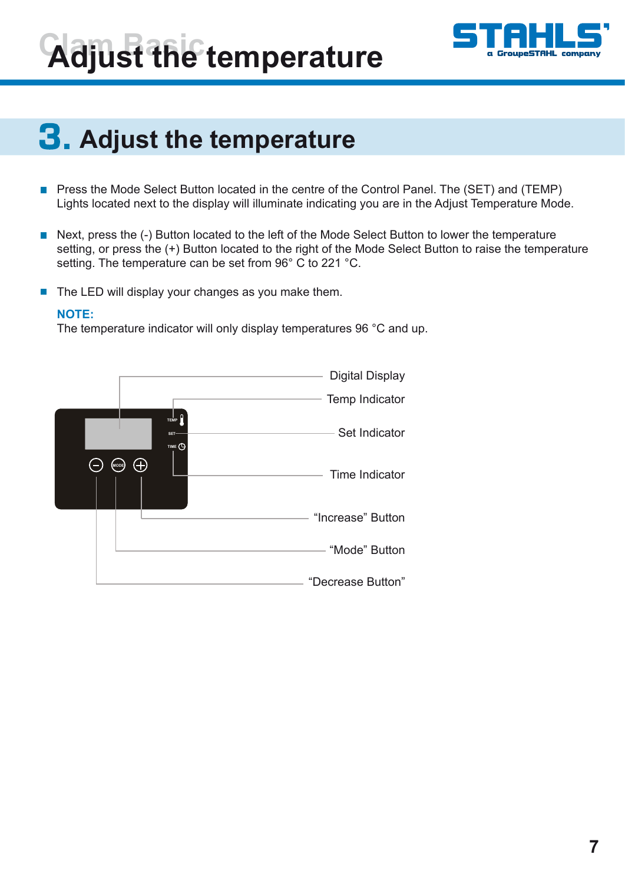# Adjust the temperature

## 3. Adjust the temperature

- Press the Mode Select Button located in the centre of the Control Panel. The (SET) and (TEMP) Lights located next to the display will illuminate indicating you are in the Adjust Temperature Mode.

- Next, press the (-) Button located to the left of the Mode Select Button to lower the temperature setting, or press the (+) Button located to the right of the Mode Select Button to raise the temperature setting. The temperature can be set from 96° C to 221 °C.

- The LED will display your changes as you make them.

**NOTE:**
The temperature indicator will only display temperatures 96 °C and up.

Digital Display
Temp Indicator
Set Indicator
Time Indicator
"Increase" Button
"Mode" Button
"Decrease Button"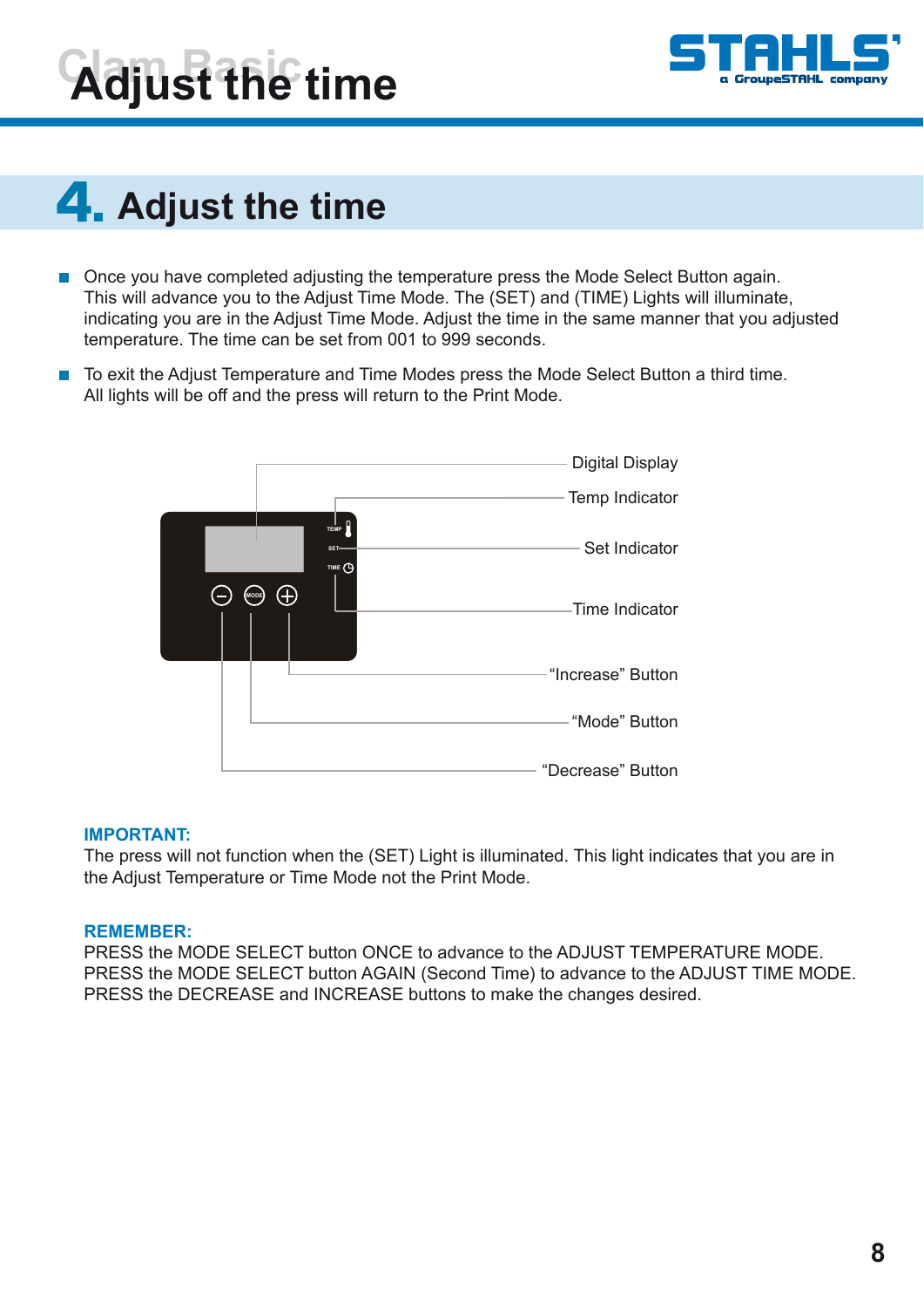## 4. Adjust the time

- Once you have completed adjusting the temperature press the Mode Select Button again. This will advance you to the Adjust Time Mode. The (SET) and (TIME) Lights will illuminate, indicating you are in the Adjust Time Mode. Adjust the time in the same manner that you adjusted temperature. The time can be set from 001 to 999 seconds.
- To exit the Adjust Temperature and Time Modes press the Mode Select Button a third time. All lights will be off and the press will return to the Print Mode.

Digital Display

Temp Indicator

Set Indicator

Time Indicator

"Increase" Button

"Mode" Button

"Decrease" Button

**IMPORTANT:**
The press will not function when the (SET) Light is illuminated. This light indicates that you are in the Adjust Temperature or Time Mode not the Print Mode.

**REMEMBER:**
PRESS the MODE SELECT button ONCE to advance to the ADJUST TEMPERATURE MODE.
PRESS the MODE SELECT button AGAIN (Second Time) to advance to the ADJUST TIME MODE.
PRESS the DECREASE and INCREASE buttons to make the changes desired.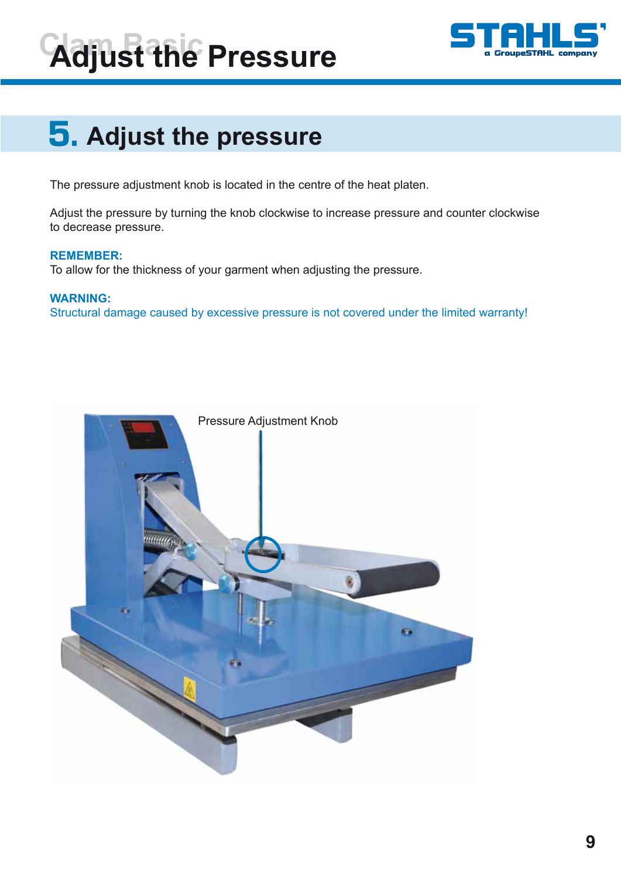# Adjust the Pressure

## 5. Adjust the pressure

The pressure adjustment knob is located in the centre of the heat platen.

Adjust the pressure by turning the knob clockwise to increase pressure and counter clockwise to decrease pressure.

**REMEMBER:**
To allow for the thickness of your garment when adjusting the pressure.

**WARNING:**
Structural damage caused by excessive pressure is not covered under the limited warranty!

Pressure Adjustment Knob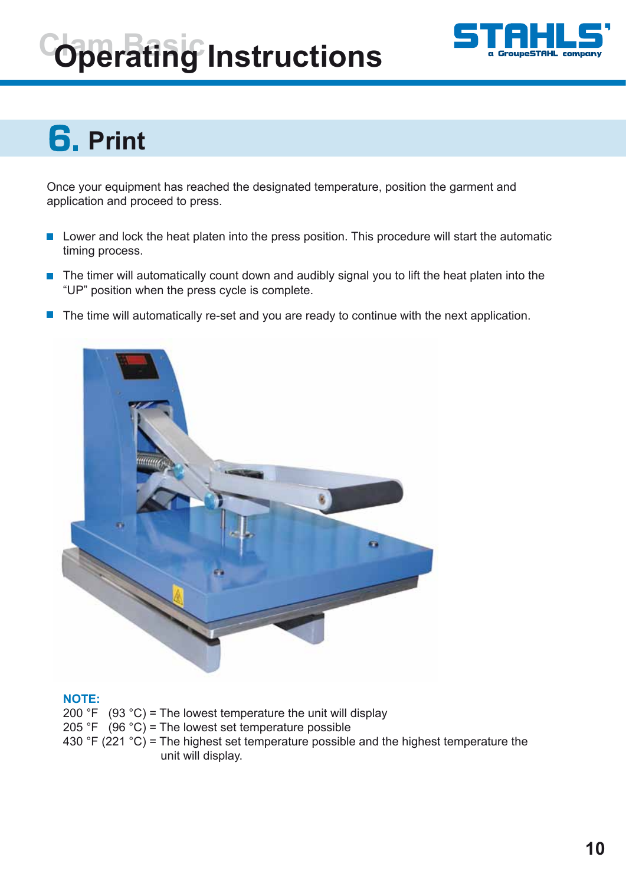## 6. Print

Once your equipment has reached the designated temperature, position the garment and application and proceed to press.

- Lower and lock the heat platen into the press position. This procedure will start the automatic timing process.
- The timer will automatically count down and audibly signal you to lift the heat platen into the "UP" position when the press cycle is complete.
- The time will automatically re-set and you are ready to continue with the next application.

**NOTE:**

200 °F (93 °C) = The lowest temperature the unit will display
205 °F (96 °C) = The lowest set temperature possible
430 °F (221 °C) = The highest set temperature possible and the highest temperature the unit will display.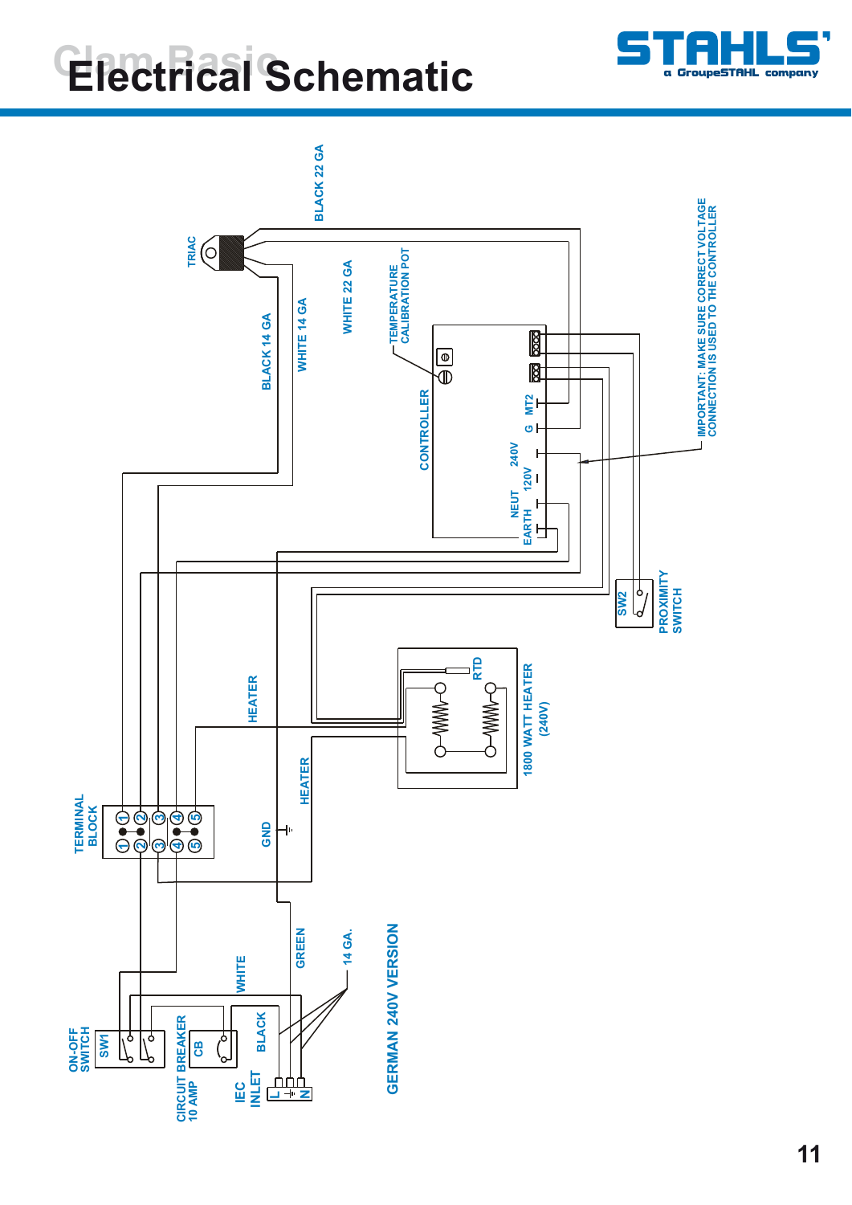# Electrical Schematic

BLACK 22 GA

TRIAC

BLACK 14 GA

WHITE 14 GA

WHITE 22 GA

TEMPERATURE CALIBRATION POT

CONTROLLER

MT2

G

240V

120V

NEUT

EARTH

IMPORTANT: MAKE SURE CORRECT VOLTAGE CONNECTION IS USED TO THE CONTROLLER

SW2

PROXIMITY SWITCH

RTD

1800 WATT HEATER (240V)

HEATER

HEATER

TERMINAL BLOCK

GND

ON-OFF SWITCH

SW1

CIRCUIT BREAKER 10 AMP

CB

IEC INLET

WHITE

BLACK

GREEN

14 GA.

GERMAN 240V VERSION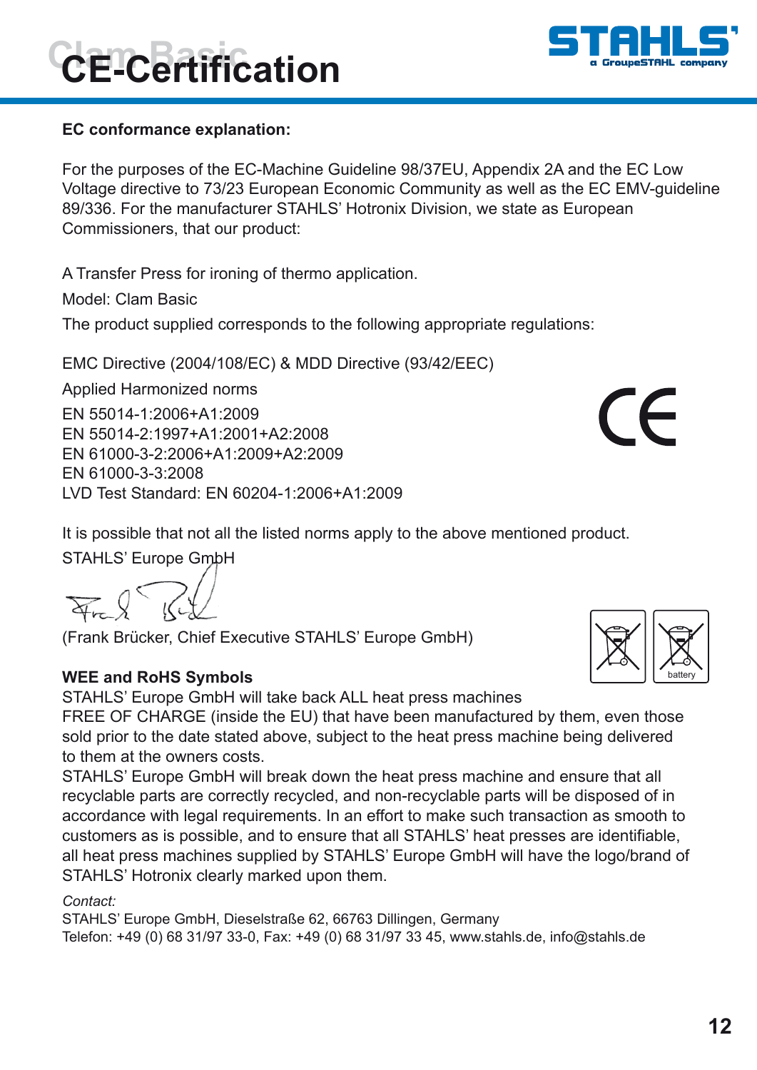# CE-Certification

**EC conformance explanation:**

For the purposes of the EC-Machine Guideline 98/37EU, Appendix 2A and the EC Low Voltage directive to 73/23 European Economic Community as well as the EC EMV-guideline 89/336. For the manufacturer STAHLS' Hotronix Division, we state as European Commissioners, that our product:

A Transfer Press for ironing of thermo application.

Model: Clam Basic

The product supplied corresponds to the following appropriate regulations:

EMC Directive (2004/108/EC) & MDD Directive (93/42/EEC)

Applied Harmonized norms

EN 55014-1:2006+A1:2009
EN 55014-2:1997+A1:2001+A2:2008
EN 61000-3-2:2006+A1:2009+A2:2009
EN 61000-3-3:2008
LVD Test Standard: EN 60204-1:2006+A1:2009

It is possible that not all the listed norms apply to the above mentioned product.

STAHLS' Europe GmbH

(Frank Brücker, Chief Executive STAHLS' Europe GmbH)

**WEE and RoHS Symbols**

STAHLS' Europe GmbH will take back ALL heat press machines FREE OF CHARGE (inside the EU) that have been manufactured by them, even those sold prior to the date stated above, subject to the heat press machine being delivered to them at the owners costs.

STAHLS' Europe GmbH will break down the heat press machine and ensure that all recyclable parts are correctly recycled, and non-recyclable parts will be disposed of in accordance with legal requirements. In an effort to make such transaction as smooth to customers as is possible, and to ensure that all STAHLS' heat presses are identifiable, all heat press machines supplied by STAHLS' Europe GmbH will have the logo/brand of STAHLS' Hotronix clearly marked upon them.

*Contact:*
STAHLS' Europe GmbH, Dieselstraße 62, 66763 Dillingen, Germany
Telefon: +49 (0) 68 31/97 33-0, Fax: +49 (0) 68 31/97 33 45, www.stahls.de, info@stahls.de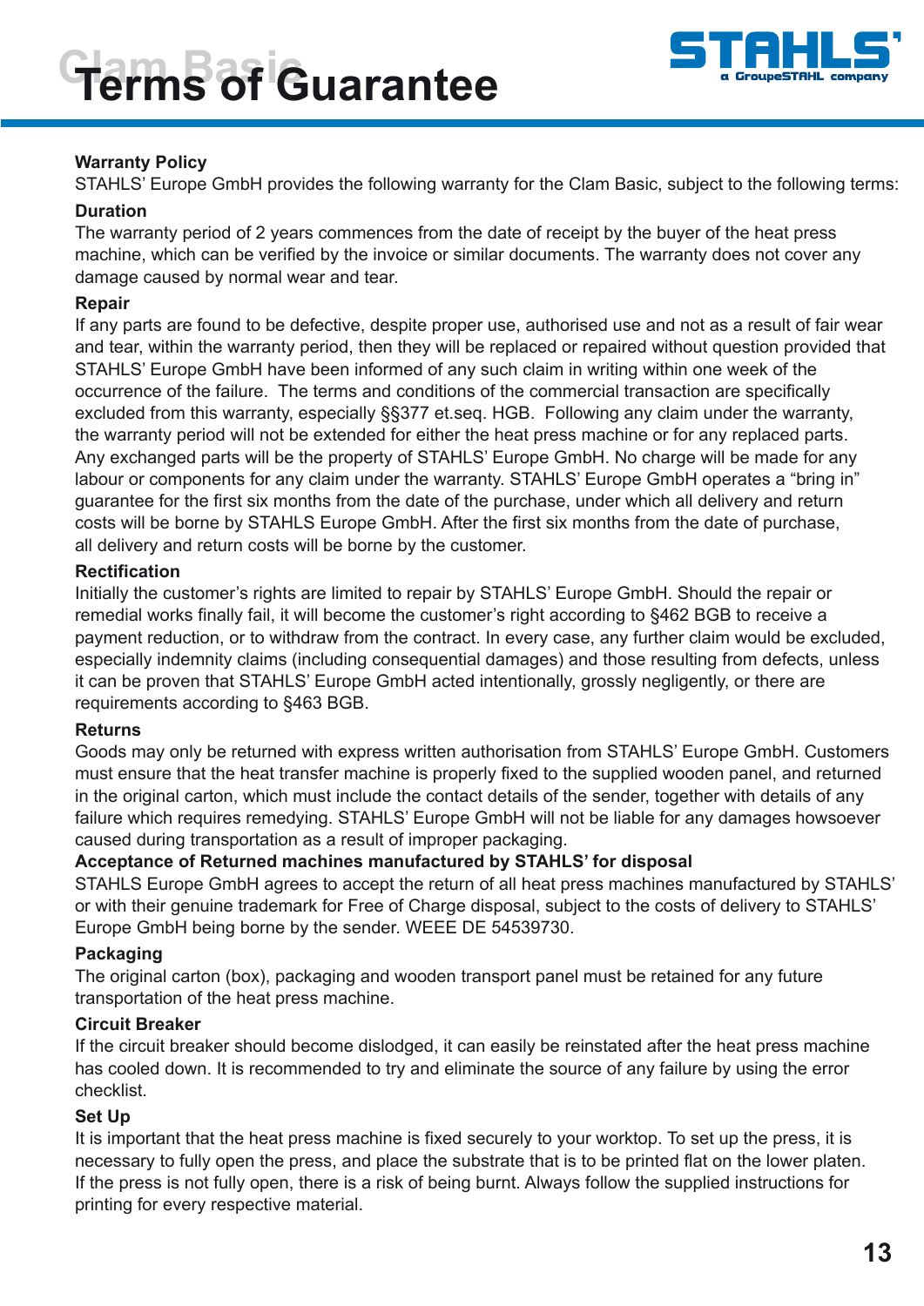# Terms of Guarantee

**Warranty Policy**

STAHLS' Europe GmbH provides the following warranty for the Clam Basic, subject to the following terms:

**Duration**

The warranty period of 2 years commences from the date of receipt by the buyer of the heat press machine, which can be verified by the invoice or similar documents. The warranty does not cover any damage caused by normal wear and tear.

**Repair**

If any parts are found to be defective, despite proper use, authorised use and not as a result of fair wear and tear, within the warranty period, then they will be replaced or repaired without question provided that STAHLS' Europe GmbH have been informed of any such claim in writing within one week of the occurrence of the failure. The terms and conditions of the commercial transaction are specifically excluded from this warranty, especially §§377 et.seq. HGB. Following any claim under the warranty, the warranty period will not be extended for either the heat press machine or for any replaced parts. Any exchanged parts will be the property of STAHLS' Europe GmbH. No charge will be made for any labour or components for any claim under the warranty. STAHLS' Europe GmbH operates a "bring in" guarantee for the first six months from the date of the purchase, under which all delivery and return costs will be borne by STAHLS Europe GmbH. After the first six months from the date of purchase, all delivery and return costs will be borne by the customer.

**Rectification**

Initially the customer's rights are limited to repair by STAHLS' Europe GmbH. Should the repair or remedial works finally fail, it will become the customer's right according to §462 BGB to receive a payment reduction, or to withdraw from the contract. In every case, any further claim would be excluded, especially indemnity claims (including consequential damages) and those resulting from defects, unless it can be proven that STAHLS' Europe GmbH acted intentionally, grossly negligently, or there are requirements according to §463 BGB.

**Returns**

Goods may only be returned with express written authorisation from STAHLS' Europe GmbH. Customers must ensure that the heat transfer machine is properly fixed to the supplied wooden panel, and returned in the original carton, which must include the contact details of the sender, together with details of any failure which requires remedying. STAHLS' Europe GmbH will not be liable for any damages howsoever caused during transportation as a result of improper packaging.

**Acceptance of Returned machines manufactured by STAHLS' for disposal**

STAHLS Europe GmbH agrees to accept the return of all heat press machines manufactured by STAHLS' or with their genuine trademark for Free of Charge disposal, subject to the costs of delivery to STAHLS' Europe GmbH being borne by the sender. WEEE DE 54539730.

**Packaging**

The original carton (box), packaging and wooden transport panel must be retained for any future transportation of the heat press machine.

**Circuit Breaker**

If the circuit breaker should become dislodged, it can easily be reinstated after the heat press machine has cooled down. It is recommended to try and eliminate the source of any failure by using the error checklist.

**Set Up**

It is important that the heat press machine is fixed securely to your worktop. To set up the press, it is necessary to fully open the press, and place the substrate that is to be printed flat on the lower platen. If the press is not fully open, there is a risk of being burnt. Always follow the supplied instructions for printing for every respective material.